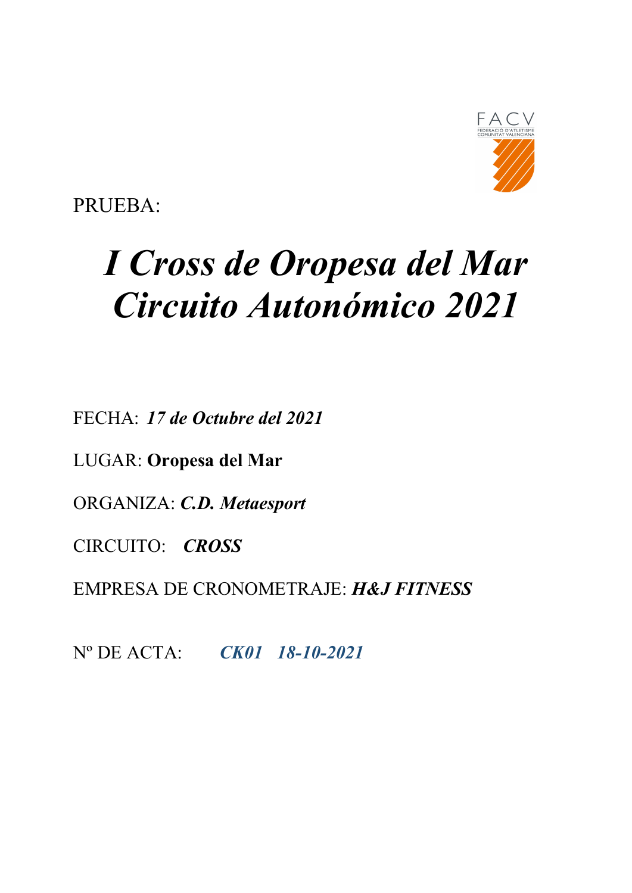FACV
FEDERACIÓ D'ATLETISME
COMUNITAT VALENCIANA

PRUEBA:

# *I Cross de Oropesa del Mar Circuito Autonómico 2021*

FECHA: ***17 de Octubre del 2021***

LUGAR: **Oropesa del Mar**

ORGANIZA: ***C.D. Metaesport***

CIRCUITO: ***CROSS***

EMPRESA DE CRONOMETRAJE: ***H&J FITNESS***

Nº DE ACTA: ***CK01 18-10-2021***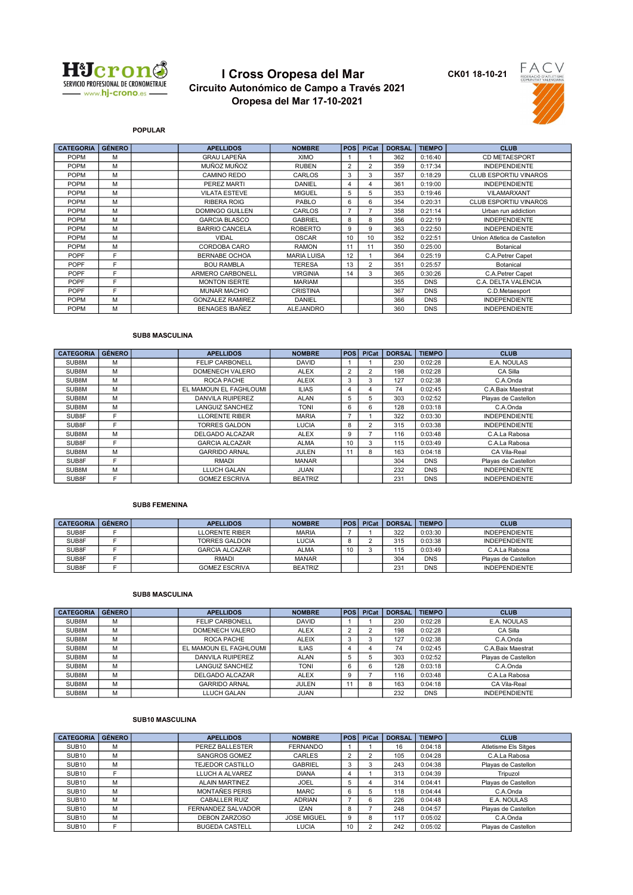# I Cross Oropesa del Mar

## Circuito Autonómico de Campo a Través 2021

## Oropesa del Mar 17-10-2021

CK01 18-10-21

### POPULAR

| CATEGORIA | GÉNERO | | APELLIDOS | NOMBRE | POS | P/Cat | DORSAL | TIEMPO | CLUB |
|---|---|---|---|---|---|---|---|---|---|
| POPM | M | | GRAU LAPEÑA | XIMO | 1 | 1 | 362 | 0:16:40 | CD METAESPORT |
| POPM | M | | MUÑOZ MUÑOZ | RUBEN | 2 | 2 | 359 | 0:17:34 | INDEPENDIENTE |
| POPM | M | | CAMINO REDO | CARLOS | 3 | 3 | 357 | 0:18:29 | CLUB ESPORTIU VINAROS |
| POPM | M | | PEREZ MARTI | DANIEL | 4 | 4 | 361 | 0:19:00 | INDEPENDIENTE |
| POPM | M | | VILATA ESTEVE | MIGUEL | 5 | 5 | 353 | 0:19:46 | VILAMARXANT |
| POPM | M | | RIBERA ROIG | PABLO | 6 | 6 | 354 | 0:20:31 | CLUB ESPORTIU VINAROS |
| POPM | M | | DOMINGO GUILLEN | CARLOS | 7 | 7 | 358 | 0:21:14 | Urban run addiction |
| POPM | M | | GARCIA BLASCO | GABRIEL | 8 | 8 | 356 | 0:22:19 | INDEPENDIENTE |
| POPM | M | | BARRIO CANCELA | ROBERTO | 9 | 9 | 363 | 0:22:50 | INDEPENDIENTE |
| POPM | M | | VIDAL | OSCAR | 10 | 10 | 352 | 0:22:51 | Union Atletica de Castellon |
| POPM | M | | CORDOBA CARO | RAMON | 11 | 11 | 350 | 0:25:00 | Botanical |
| POPF | F | | BERNABE OCHOA | MARIA LUISA | 12 | 1 | 364 | 0:25:19 | C.A.Petrer Capet |
| POPF | F | | BOU RAMBLA | TERESA | 13 | 2 | 351 | 0:25:57 | Botanical |
| POPF | F | | ARMERO CARBONELL | VIRGINIA | 14 | 3 | 365 | 0:30:26 | C.A.Petrer Capet |
| POPF | F | | MONTON ISERTE | MARIAM | | | 355 | DNS | C.A. DELTA VALENCIA |
| POPF | F | | MUNAR MACHIO | CRISTINA | | | 367 | DNS | C.D.Metaesport |
| POPM | M | | GONZALEZ RAMIREZ | DANIEL | | | 366 | DNS | INDEPENDIENTE |
| POPM | M | | BENAGES IBAÑEZ | ALEJANDRO | | | 360 | DNS | INDEPENDIENTE |

### SUB8 MASCULINA

| CATEGORIA | GÉNERO | | APELLIDOS | NOMBRE | POS | P/Cat | DORSAL | TIEMPO | CLUB |
|---|---|---|---|---|---|---|---|---|---|
| SUB8M | M | | FELIP CARBONELL | DAVID | 1 | 1 | 230 | 0:02:28 | E.A. NOULAS |
| SUB8M | M | | DOMENECH VALERO | ALEX | 2 | 2 | 198 | 0:02:28 | CA Silla |
| SUB8M | M | | ROCA PACHE | ALEIX | 3 | 3 | 127 | 0:02:38 | C.A.Onda |
| SUB8M | M | | EL MAMOUN EL FAGHLOUMI | ILIAS | 4 | 4 | 74 | 0:02:45 | C.A.Baix Maestrat |
| SUB8M | M | | DANVILA RUIPEREZ | ALAN | 5 | 5 | 303 | 0:02:52 | Playas de Castellon |
| SUB8M | M | | LANGUIZ SANCHEZ | TONI | 6 | 6 | 128 | 0:03:18 | C.A.Onda |
| SUB8F | F | | LLORENTE RIBER | MARIA | 7 | 1 | 322 | 0:03:30 | INDEPENDIENTE |
| SUB8F | F | | TORRES GALDON | LUCIA | 8 | 2 | 315 | 0:03:38 | INDEPENDIENTE |
| SUB8M | M | | DELGADO ALCAZAR | ALEX | 9 | 7 | 116 | 0:03:48 | C.A.La Rabosa |
| SUB8F | F | | GARCIA ALCAZAR | ALMA | 10 | 3 | 115 | 0:03:49 | C.A.La Rabosa |
| SUB8M | M | | GARRIDO ARNAL | JULEN | 11 | 8 | 163 | 0:04:18 | CA Vila-Real |
| SUB8F | F | | RMADI | MANAR | | | 304 | DNS | Playas de Castellon |
| SUB8M | M | | LLUCH GALAN | JUAN | | | 232 | DNS | INDEPENDIENTE |
| SUB8F | F | | GOMEZ ESCRIVA | BEATRIZ | | | 231 | DNS | INDEPENDIENTE |

### SUB8 FEMENINA

| CATEGORIA | GÉNERO | | APELLIDOS | NOMBRE | POS | P/Cat | DORSAL | TIEMPO | CLUB |
|---|---|---|---|---|---|---|---|---|---|
| SUB8F | F | | LLORENTE RIBER | MARIA | 7 | 1 | 322 | 0:03:30 | INDEPENDIENTE |
| SUB8F | F | | TORRES GALDON | LUCIA | 8 | 2 | 315 | 0:03:38 | INDEPENDIENTE |
| SUB8F | F | | GARCIA ALCAZAR | ALMA | 10 | 3 | 115 | 0:03:49 | C.A.La Rabosa |
| SUB8F | F | | RMADI | MANAR | | | 304 | DNS | Playas de Castellon |
| SUB8F | F | | GOMEZ ESCRIVA | BEATRIZ | | | 231 | DNS | INDEPENDIENTE |

### SUB8 MASCULINA

| CATEGORIA | GÉNERO | | APELLIDOS | NOMBRE | POS | P/Cat | DORSAL | TIEMPO | CLUB |
|---|---|---|---|---|---|---|---|---|---|
| SUB8M | M | | FELIP CARBONELL | DAVID | 1 | 1 | 230 | 0:02:28 | E.A. NOULAS |
| SUB8M | M | | DOMENECH VALERO | ALEX | 2 | 2 | 198 | 0:02:28 | CA Silla |
| SUB8M | M | | ROCA PACHE | ALEIX | 3 | 3 | 127 | 0:02:38 | C.A.Onda |
| SUB8M | M | | EL MAMOUN EL FAGHLOUMI | ILIAS | 4 | 4 | 74 | 0:02:45 | C.A.Baix Maestrat |
| SUB8M | M | | DANVILA RUIPEREZ | ALAN | 5 | 5 | 303 | 0:02:52 | Playas de Castellon |
| SUB8M | M | | LANGUIZ SANCHEZ | TONI | 6 | 6 | 128 | 0:03:18 | C.A.Onda |
| SUB8M | M | | DELGADO ALCAZAR | ALEX | 9 | 7 | 116 | 0:03:48 | C.A.La Rabosa |
| SUB8M | M | | GARRIDO ARNAL | JULEN | 11 | 8 | 163 | 0:04:18 | CA Vila-Real |
| SUB8M | M | | LLUCH GALAN | JUAN | | | 232 | DNS | INDEPENDIENTE |

### SUB10 MASCULINA

| CATEGORIA | GÉNERO | | APELLIDOS | NOMBRE | POS | P/Cat | DORSAL | TIEMPO | CLUB |
|---|---|---|---|---|---|---|---|---|---|
| SUB10 | M | | PEREZ BALLESTER | FERNANDO | 1 | 1 | 16 | 0:04:18 | Atletisme Els Sitges |
| SUB10 | M | | SANGROS GOMEZ | CARLES | 2 | 2 | 105 | 0:04:28 | C.A.La Rabosa |
| SUB10 | M | | TEJEDOR CASTILLO | GABRIEL | 3 | 3 | 243 | 0:04:38 | Playas de Castellon |
| SUB10 | F | | LLUCH A ALVAREZ | DIANA | 4 | 1 | 313 | 0:04:39 | Tripuzol |
| SUB10 | M | | ALAIN MARTINEZ | JOEL | 5 | 4 | 314 | 0:04:41 | Playas de Castellon |
| SUB10 | M | | MONTAÑES PERIS | MARC | 6 | 5 | 118 | 0:04:44 | C.A.Onda |
| SUB10 | M | | CABALLER RUIZ | ADRIAN | 7 | 6 | 226 | 0:04:48 | E.A. NOULAS |
| SUB10 | M | | FERNANDEZ SALVADOR | IZAN | 8 | 7 | 248 | 0:04:57 | Playas de Castellon |
| SUB10 | M | | DEBON ZARZOSO | JOSE MIGUEL | 9 | 8 | 117 | 0:05:02 | C.A.Onda |
| SUB10 | F | | BUGEDA CASTELL | LUCIA | 10 | 2 | 242 | 0:05:02 | Playas de Castellon |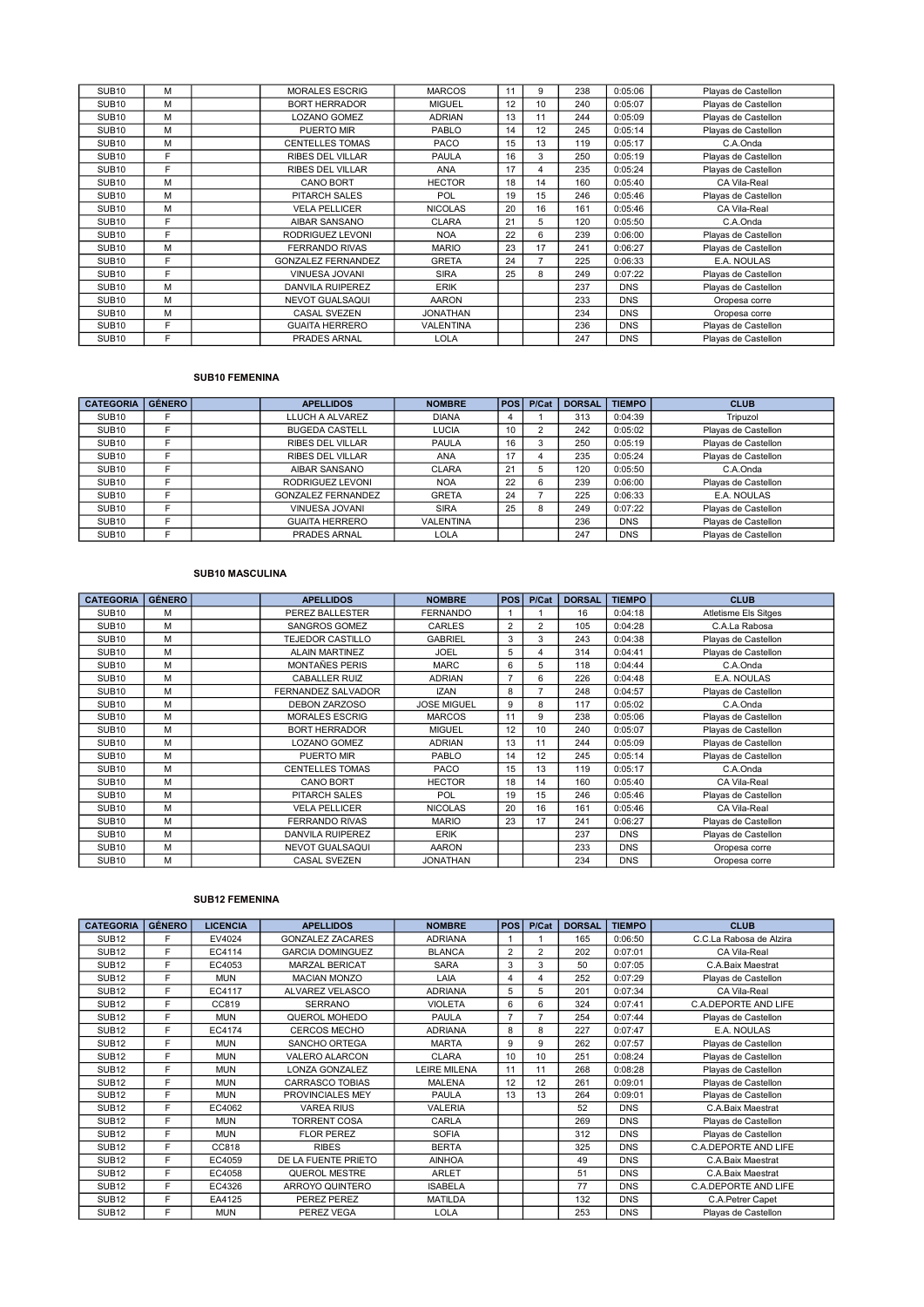| | | | | | | | | | |
|---|---|---|---|---|---|---|---|---|---|
| SUB10 | M | | MORALES ESCRIG | MARCOS | 11 | 9 | 238 | 0:05:06 | Playas de Castellon |
| SUB10 | M | | BORT HERRADOR | MIGUEL | 12 | 10 | 240 | 0:05:07 | Playas de Castellon |
| SUB10 | M | | LOZANO GOMEZ | ADRIAN | 13 | 11 | 244 | 0:05:09 | Playas de Castellon |
| SUB10 | M | | PUERTO MIR | PABLO | 14 | 12 | 245 | 0:05:14 | Playas de Castellon |
| SUB10 | M | | CENTELLES TOMAS | PACO | 15 | 13 | 119 | 0:05:17 | C.A.Onda |
| SUB10 | F | | RIBES DEL VILLAR | PAULA | 16 | 3 | 250 | 0:05:19 | Playas de Castellon |
| SUB10 | F | | RIBES DEL VILLAR | ANA | 17 | 4 | 235 | 0:05:24 | Playas de Castellon |
| SUB10 | M | | CANO BORT | HECTOR | 18 | 14 | 160 | 0:05:40 | CA Vila-Real |
| SUB10 | M | | PITARCH SALES | POL | 19 | 15 | 246 | 0:05:46 | Playas de Castellon |
| SUB10 | M | | VELA PELLICER | NICOLAS | 20 | 16 | 161 | 0:05:46 | CA Vila-Real |
| SUB10 | F | | AIBAR SANSANO | CLARA | 21 | 5 | 120 | 0:05:50 | C.A.Onda |
| SUB10 | F | | RODRIGUEZ LEVONI | NOA | 22 | 6 | 239 | 0:06:00 | Playas de Castellon |
| SUB10 | M | | FERRANDO RIVAS | MARIO | 23 | 17 | 241 | 0:06:27 | Playas de Castellon |
| SUB10 | F | | GONZALEZ FERNANDEZ | GRETA | 24 | 7 | 225 | 0:06:33 | E.A. NOULAS |
| SUB10 | F | | VINUESA JOVANI | SIRA | 25 | 8 | 249 | 0:07:22 | Playas de Castellon |
| SUB10 | M | | DANVILA RUIPEREZ | ERIK | | | 237 | DNS | Playas de Castellon |
| SUB10 | M | | NEVOT GUALSAQUI | AARON | | | 233 | DNS | Oropesa corre |
| SUB10 | M | | CASAL SVEZEN | JONATHAN | | | 234 | DNS | Oropesa corre |
| SUB10 | F | | GUAITA HERRERO | VALENTINA | | | 236 | DNS | Playas de Castellon |
| SUB10 | F | | PRADES ARNAL | LOLA | | | 247 | DNS | Playas de Castellon |

**SUB10 FEMENINA**

| CATEGORIA | GÉNERO | | APELLIDOS | NOMBRE | POS | P/Cat | DORSAL | TIEMPO | CLUB |
|---|---|---|---|---|---|---|---|---|---|
| SUB10 | F | | LLUCH A ALVAREZ | DIANA | 4 | 1 | 313 | 0:04:39 | Tripuzol |
| SUB10 | F | | BUGEDA CASTELL | LUCIA | 10 | 2 | 242 | 0:05:02 | Playas de Castellon |
| SUB10 | F | | RIBES DEL VILLAR | PAULA | 16 | 3 | 250 | 0:05:19 | Playas de Castellon |
| SUB10 | F | | RIBES DEL VILLAR | ANA | 17 | 4 | 235 | 0:05:24 | Playas de Castellon |
| SUB10 | F | | AIBAR SANSANO | CLARA | 21 | 5 | 120 | 0:05:50 | C.A.Onda |
| SUB10 | F | | RODRIGUEZ LEVONI | NOA | 22 | 6 | 239 | 0:06:00 | Playas de Castellon |
| SUB10 | F | | GONZALEZ FERNANDEZ | GRETA | 24 | 7 | 225 | 0:06:33 | E.A. NOULAS |
| SUB10 | F | | VINUESA JOVANI | SIRA | 25 | 8 | 249 | 0:07:22 | Playas de Castellon |
| SUB10 | F | | GUAITA HERRERO | VALENTINA | | | 236 | DNS | Playas de Castellon |
| SUB10 | F | | PRADES ARNAL | LOLA | | | 247 | DNS | Playas de Castellon |

**SUB10 MASCULINA**

| CATEGORIA | GÉNERO | | APELLIDOS | NOMBRE | POS | P/Cat | DORSAL | TIEMPO | CLUB |
|---|---|---|---|---|---|---|---|---|---|
| SUB10 | M | | PEREZ BALLESTER | FERNANDO | 1 | 1 | 16 | 0:04:18 | Atletisme Els Sitges |
| SUB10 | M | | SANGROS GOMEZ | CARLES | 2 | 2 | 105 | 0:04:28 | C.A.La Rabosa |
| SUB10 | M | | TEJEDOR CASTILLO | GABRIEL | 3 | 3 | 243 | 0:04:38 | Playas de Castellon |
| SUB10 | M | | ALAIN MARTINEZ | JOEL | 5 | 4 | 314 | 0:04:41 | Playas de Castellon |
| SUB10 | M | | MONTAÑES PERIS | MARC | 6 | 5 | 118 | 0:04:44 | C.A.Onda |
| SUB10 | M | | CABALLER RUIZ | ADRIAN | 7 | 6 | 226 | 0:04:48 | E.A. NOULAS |
| SUB10 | M | | FERNANDEZ SALVADOR | IZAN | 8 | 7 | 248 | 0:04:57 | Playas de Castellon |
| SUB10 | M | | DEBON ZARZOSO | JOSE MIGUEL | 9 | 8 | 117 | 0:05:02 | C.A.Onda |
| SUB10 | M | | MORALES ESCRIG | MARCOS | 11 | 9 | 238 | 0:05:06 | Playas de Castellon |
| SUB10 | M | | BORT HERRADOR | MIGUEL | 12 | 10 | 240 | 0:05:07 | Playas de Castellon |
| SUB10 | M | | LOZANO GOMEZ | ADRIAN | 13 | 11 | 244 | 0:05:09 | Playas de Castellon |
| SUB10 | M | | PUERTO MIR | PABLO | 14 | 12 | 245 | 0:05:14 | Playas de Castellon |
| SUB10 | M | | CENTELLES TOMAS | PACO | 15 | 13 | 119 | 0:05:17 | C.A.Onda |
| SUB10 | M | | CANO BORT | HECTOR | 18 | 14 | 160 | 0:05:40 | CA Vila-Real |
| SUB10 | M | | PITARCH SALES | POL | 19 | 15 | 246 | 0:05:46 | Playas de Castellon |
| SUB10 | M | | VELA PELLICER | NICOLAS | 20 | 16 | 161 | 0:05:46 | CA Vila-Real |
| SUB10 | M | | FERRANDO RIVAS | MARIO | 23 | 17 | 241 | 0:06:27 | Playas de Castellon |
| SUB10 | M | | DANVILA RUIPEREZ | ERIK | | | 237 | DNS | Playas de Castellon |
| SUB10 | M | | NEVOT GUALSAQUI | AARON | | | 233 | DNS | Oropesa corre |
| SUB10 | M | | CASAL SVEZEN | JONATHAN | | | 234 | DNS | Oropesa corre |

**SUB12 FEMENINA**

| CATEGORIA | GÉNERO | LICENCIA | APELLIDOS | NOMBRE | POS | P/Cat | DORSAL | TIEMPO | CLUB |
|---|---|---|---|---|---|---|---|---|---|
| SUB12 | F | EV4024 | GONZALEZ ZACARES | ADRIANA | 1 | 1 | 165 | 0:06:50 | C.C.La Rabosa de Alzira |
| SUB12 | F | EC4114 | GARCIA DOMINGUEZ | BLANCA | 2 | 2 | 202 | 0:07:01 | CA Vila-Real |
| SUB12 | F | EC4053 | MARZAL BERICAT | SARA | 3 | 3 | 50 | 0:07:05 | C.A.Baix Maestrat |
| SUB12 | F | MUN | MACIAN MONZO | LAIA | 4 | 4 | 252 | 0:07:29 | Playas de Castellon |
| SUB12 | F | EC4117 | ALVAREZ VELASCO | ADRIANA | 5 | 5 | 201 | 0:07:34 | CA Vila-Real |
| SUB12 | F | CC819 | SERRANO | VIOLETA | 6 | 6 | 324 | 0:07:41 | C.A.DEPORTE AND LIFE |
| SUB12 | F | MUN | QUEROL MOHEDO | PAULA | 7 | 7 | 254 | 0:07:44 | Playas de Castellon |
| SUB12 | F | EC4174 | CERCOS MECHO | ADRIANA | 8 | 8 | 227 | 0:07:47 | E.A. NOULAS |
| SUB12 | F | MUN | SANCHO ORTEGA | MARTA | 9 | 9 | 262 | 0:07:57 | Playas de Castellon |
| SUB12 | F | MUN | VALERO ALARCON | CLARA | 10 | 10 | 251 | 0:08:24 | Playas de Castellon |
| SUB12 | F | MUN | LONZA GONZALEZ | LEIRE MILENA | 11 | 11 | 268 | 0:08:28 | Playas de Castellon |
| SUB12 | F | MUN | CARRASCO TOBIAS | MALENA | 12 | 12 | 261 | 0:09:01 | Playas de Castellon |
| SUB12 | F | MUN | PROVINCIALES MEY | PAULA | 13 | 13 | 264 | 0:09:01 | Playas de Castellon |
| SUB12 | F | EC4062 | VAREA RIUS | VALERIA | | | 52 | DNS | C.A.Baix Maestrat |
| SUB12 | F | MUN | TORRENT COSA | CARLA | | | 269 | DNS | Playas de Castellon |
| SUB12 | F | MUN | FLOR PEREZ | SOFIA | | | 312 | DNS | Playas de Castellon |
| SUB12 | F | CC818 | RIBES | BERTA | | | 325 | DNS | C.A.DEPORTE AND LIFE |
| SUB12 | F | EC4059 | DE LA FUENTE PRIETO | AINHOA | | | 49 | DNS | C.A.Baix Maestrat |
| SUB12 | F | EC4058 | QUEROL MESTRE | ARLET | | | 51 | DNS | C.A.Baix Maestrat |
| SUB12 | F | EC4326 | ARROYO QUINTERO | ISABELA | | | 77 | DNS | C.A.DEPORTE AND LIFE |
| SUB12 | F | EA4125 | PEREZ PEREZ | MATILDA | | | 132 | DNS | C.A.Petrer Capet |
| SUB12 | F | MUN | PEREZ VEGA | LOLA | | | 253 | DNS | Playas de Castellon |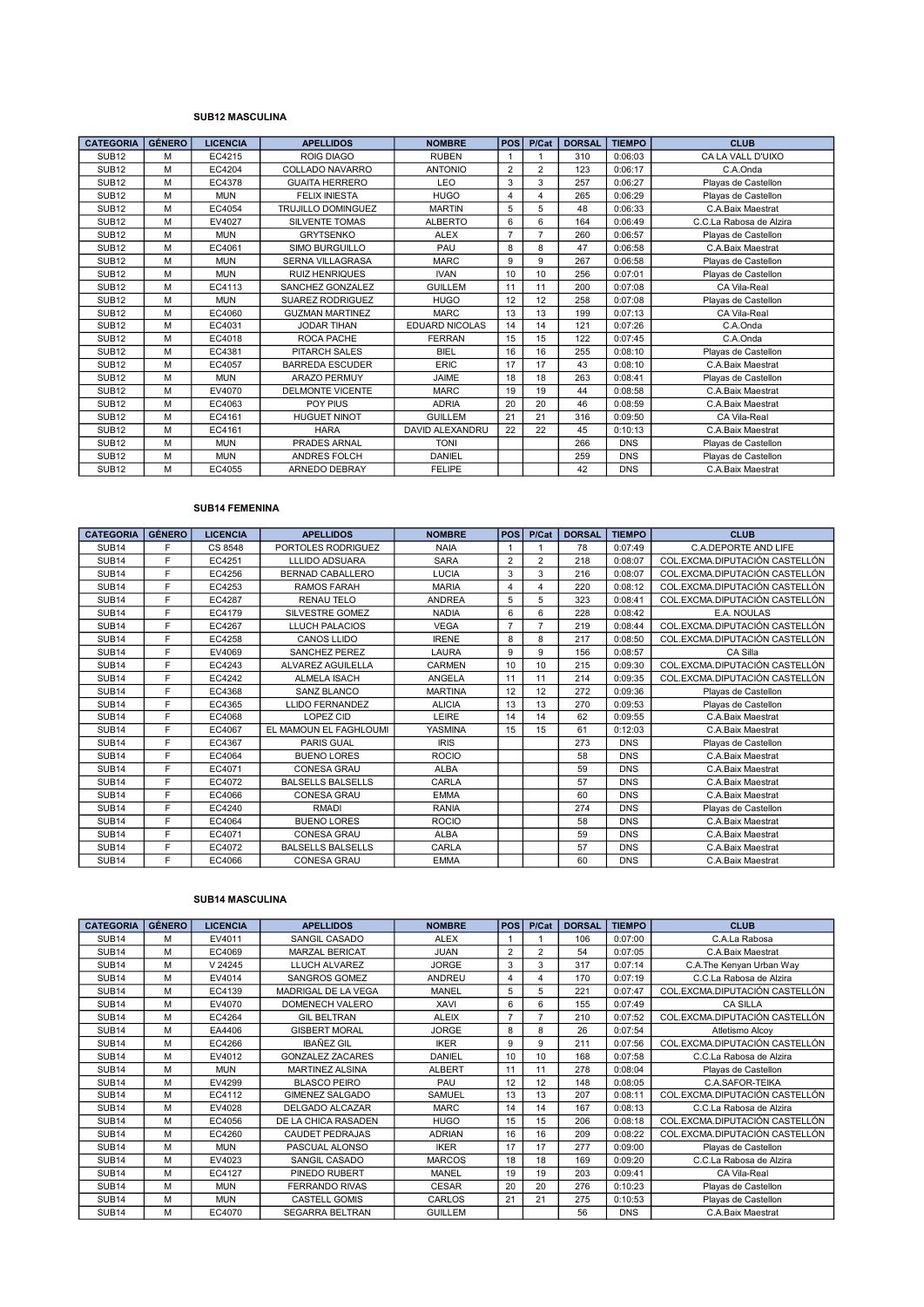### SUB12 MASCULINA

| CATEGORIA | GÉNERO | LICENCIA | APELLIDOS | NOMBRE | POS | P/Cat | DORSAL | TIEMPO | CLUB |
|---|---|---|---|---|---|---|---|---|---|
| SUB12 | M | EC4215 | ROIG DIAGO | RUBEN | 1 | 1 | 310 | 0:06:03 | CA LA VALL D'UIXO |
| SUB12 | M | EC4204 | COLLADO NAVARRO | ANTONIO | 2 | 2 | 123 | 0:06:17 | C.A.Onda |
| SUB12 | M | EC4378 | GUAITA HERRERO | LEO | 3 | 3 | 257 | 0:06:27 | Playas de Castellon |
| SUB12 | M | MUN | FELIX INIESTA | HUGO | 4 | 4 | 265 | 0:06:29 | Playas de Castellon |
| SUB12 | M | EC4054 | TRUJILLO DOMINGUEZ | MARTIN | 5 | 5 | 48 | 0:06:33 | C.A.Baix Maestrat |
| SUB12 | M | EV4027 | SILVENTE TOMAS | ALBERTO | 6 | 6 | 164 | 0:06:49 | C.C.La Rabosa de Alzira |
| SUB12 | M | MUN | GRYTSENKO | ALEX | 7 | 7 | 260 | 0:06:57 | Playas de Castellon |
| SUB12 | M | EC4061 | SIMO BURGUILLO | PAU | 8 | 8 | 47 | 0:06:58 | C.A.Baix Maestrat |
| SUB12 | M | MUN | SERNA VILLAGRASA | MARC | 9 | 9 | 267 | 0:06:58 | Playas de Castellon |
| SUB12 | M | MUN | RUIZ HENRIQUES | IVAN | 10 | 10 | 256 | 0:07:01 | Playas de Castellon |
| SUB12 | M | EC4113 | SANCHEZ GONZALEZ | GUILLEM | 11 | 11 | 200 | 0:07:08 | CA Vila-Real |
| SUB12 | M | MUN | SUAREZ RODRIGUEZ | HUGO | 12 | 12 | 258 | 0:07:08 | Playas de Castellon |
| SUB12 | M | EC4060 | GUZMAN MARTINEZ | MARC | 13 | 13 | 199 | 0:07:13 | CA Vila-Real |
| SUB12 | M | EC4031 | JODAR TIHAN | EDUARD NICOLAS | 14 | 14 | 121 | 0:07:26 | C.A.Onda |
| SUB12 | M | EC4018 | ROCA PACHE | FERRAN | 15 | 15 | 122 | 0:07:45 | C.A.Onda |
| SUB12 | M | EC4381 | PITARCH SALES | BIEL | 16 | 16 | 255 | 0:08:10 | Playas de Castellon |
| SUB12 | M | EC4057 | BARREDA ESCUDER | ERIC | 17 | 17 | 43 | 0:08:10 | C.A.Baix Maestrat |
| SUB12 | M | MUN | ARAZO PERMUY | JAIME | 18 | 18 | 263 | 0:08:41 | Playas de Castellon |
| SUB12 | M | EV4070 | DELMONTE VICENTE | MARC | 19 | 19 | 44 | 0:08:58 | C.A.Baix Maestrat |
| SUB12 | M | EC4063 | POY PIUS | ADRIA | 20 | 20 | 46 | 0:08:59 | C.A.Baix Maestrat |
| SUB12 | M | EC4161 | HUGUET NINOT | GUILLEM | 21 | 21 | 316 | 0:09:50 | CA Vila-Real |
| SUB12 | M | EC4161 | HARA | DAVID ALEXANDRU | 22 | 22 | 45 | 0:10:13 | C.A.Baix Maestrat |
| SUB12 | M | MUN | PRADES ARNAL | TONI | | | 266 | DNS | Playas de Castellon |
| SUB12 | M | MUN | ANDRES FOLCH | DANIEL | | | 259 | DNS | Playas de Castellon |
| SUB12 | M | EC4055 | ARNEDO DEBRAY | FELIPE | | | 42 | DNS | C.A.Baix Maestrat |

### SUB14 FEMENINA

| CATEGORIA | GÉNERO | LICENCIA | APELLIDOS | NOMBRE | POS | P/Cat | DORSAL | TIEMPO | CLUB |
|---|---|---|---|---|---|---|---|---|---|
| SUB14 | F | CS 8548 | PORTOLES RODRIGUEZ | NAIA | 1 | 1 | 78 | 0:07:49 | C.A.DEPORTE AND LIFE |
| SUB14 | F | EC4251 | LLLIDO ADSUARA | SARA | 2 | 2 | 218 | 0:08:07 | COL.EXCMA.DIPUTACIÓN CASTELLÓN |
| SUB14 | F | EC4256 | BERNAD CABALLERO | LUCIA | 3 | 3 | 216 | 0:08:07 | COL.EXCMA.DIPUTACIÓN CASTELLÓN |
| SUB14 | F | EC4253 | RAMOS FARAH | MARIA | 4 | 4 | 220 | 0:08:12 | COL.EXCMA.DIPUTACIÓN CASTELLÓN |
| SUB14 | F | EC4287 | RENAU TELO | ANDREA | 5 | 5 | 323 | 0:08:41 | COL.EXCMA.DIPUTACIÓN CASTELLÓN |
| SUB14 | F | EC4179 | SILVESTRE GOMEZ | NADIA | 6 | 6 | 228 | 0:08:42 | E.A. NOULAS |
| SUB14 | F | EC4267 | LLUCH PALACIOS | VEGA | 7 | 7 | 219 | 0:08:44 | COL.EXCMA.DIPUTACIÓN CASTELLÓN |
| SUB14 | F | EC4258 | CANOS LLIDO | IRENE | 8 | 8 | 217 | 0:08:50 | COL.EXCMA.DIPUTACIÓN CASTELLÓN |
| SUB14 | F | EV4069 | SANCHEZ PEREZ | LAURA | 9 | 9 | 156 | 0:08:57 | CA Silla |
| SUB14 | F | EC4243 | ALVAREZ AGUILELLA | CARMEN | 10 | 10 | 215 | 0:09:30 | COL.EXCMA.DIPUTACIÓN CASTELLÓN |
| SUB14 | F | EC4242 | ALMELA ISACH | ANGELA | 11 | 11 | 214 | 0:09:35 | COL.EXCMA.DIPUTACIÓN CASTELLÓN |
| SUB14 | F | EC4368 | SANZ BLANCO | MARTINA | 12 | 12 | 272 | 0:09:36 | Playas de Castellon |
| SUB14 | F | EC4365 | LLIDO FERNANDEZ | ALICIA | 13 | 13 | 270 | 0:09:53 | Playas de Castellon |
| SUB14 | F | EC4068 | LOPEZ CID | LEIRE | 14 | 14 | 62 | 0:09:55 | C.A.Baix Maestrat |
| SUB14 | F | EC4067 | EL MAMOUN EL FAGHLOUMI | YASMINA | 15 | 15 | 61 | 0:12:03 | C.A.Baix Maestrat |
| SUB14 | F | EC4367 | PARIS GUAL | IRIS | | | 273 | DNS | Playas de Castellon |
| SUB14 | F | EC4064 | BUENO LORES | ROCIO | | | 58 | DNS | C.A.Baix Maestrat |
| SUB14 | F | EC4071 | CONESA GRAU | ALBA | | | 59 | DNS | C.A.Baix Maestrat |
| SUB14 | F | EC4072 | BALSELLS BALSELLS | CARLA | | | 57 | DNS | C.A.Baix Maestrat |
| SUB14 | F | EC4066 | CONESA GRAU | EMMA | | | 60 | DNS | C.A.Baix Maestrat |
| SUB14 | F | EC4240 | RMADI | RANIA | | | 274 | DNS | Playas de Castellon |
| SUB14 | F | EC4064 | BUENO LORES | ROCIO | | | 58 | DNS | C.A.Baix Maestrat |
| SUB14 | F | EC4071 | CONESA GRAU | ALBA | | | 59 | DNS | C.A.Baix Maestrat |
| SUB14 | F | EC4072 | BALSELLS BALSELLS | CARLA | | | 57 | DNS | C.A.Baix Maestrat |
| SUB14 | F | EC4066 | CONESA GRAU | EMMA | | | 60 | DNS | C.A.Baix Maestrat |

### SUB14 MASCULINA

| CATEGORIA | GÉNERO | LICENCIA | APELLIDOS | NOMBRE | POS | P/Cat | DORSAL | TIEMPO | CLUB |
|---|---|---|---|---|---|---|---|---|---|
| SUB14 | M | EV4011 | SANGIL CASADO | ALEX | 1 | 1 | 106 | 0:07:00 | C.A.La Rabosa |
| SUB14 | M | EC4069 | MARZAL BERICAT | JUAN | 2 | 2 | 54 | 0:07:05 | C.A.Baix Maestrat |
| SUB14 | M | V 24245 | LLUCH ALVAREZ | JORGE | 3 | 3 | 317 | 0:07:14 | C.A.The Kenyan Urban Way |
| SUB14 | M | EV4014 | SANGROS GOMEZ | ANDREU | 4 | 4 | 170 | 0:07:19 | C.C.La Rabosa de Alzira |
| SUB14 | M | EC4139 | MADRIGAL DE LA VEGA | MANEL | 5 | 5 | 221 | 0:07:47 | COL.EXCMA.DIPUTACIÓN CASTELLÓN |
| SUB14 | M | EV4070 | DOMENECH VALERO | XAVI | 6 | 6 | 155 | 0:07:49 | CA SILLA |
| SUB14 | M | EC4264 | GIL BELTRAN | ALEIX | 7 | 7 | 210 | 0:07:52 | COL.EXCMA.DIPUTACIÓN CASTELLÓN |
| SUB14 | M | EA4406 | GISBERT MORAL | JORGE | 8 | 8 | 26 | 0:07:54 | Atletismo Alcoy |
| SUB14 | M | EC4266 | IBAÑEZ GIL | IKER | 9 | 9 | 211 | 0:07:56 | COL.EXCMA.DIPUTACIÓN CASTELLÓN |
| SUB14 | M | EV4012 | GONZALEZ ZACARES | DANIEL | 10 | 10 | 168 | 0:07:58 | C.C.La Rabosa de Alzira |
| SUB14 | M | MUN | MARTINEZ ALSINA | ALBERT | 11 | 11 | 278 | 0:08:04 | Playas de Castellon |
| SUB14 | M | EV4299 | BLASCO PEIRO | PAU | 12 | 12 | 148 | 0:08:05 | C.A.SAFOR-TEIKA |
| SUB14 | M | EC4112 | GIMENEZ SALGADO | SAMUEL | 13 | 13 | 207 | 0:08:11 | COL.EXCMA.DIPUTACIÓN CASTELLÓN |
| SUB14 | M | EV4028 | DELGADO ALCAZAR | MARC | 14 | 14 | 167 | 0:08:13 | C.C.La Rabosa de Alzira |
| SUB14 | M | EC4056 | DE LA CHICA RASADEN | HUGO | 15 | 15 | 206 | 0:08:18 | COL.EXCMA.DIPUTACIÓN CASTELLÓN |
| SUB14 | M | EC4260 | CAUDET PEDRAJAS | ADRIAN | 16 | 16 | 209 | 0:08:22 | COL.EXCMA.DIPUTACIÓN CASTELLÓN |
| SUB14 | M | MUN | PASCUAL ALONSO | IKER | 17 | 17 | 277 | 0:09:00 | Playas de Castellon |
| SUB14 | M | EV4023 | SANGIL CASADO | MARCOS | 18 | 18 | 169 | 0:09:20 | C.C.La Rabosa de Alzira |
| SUB14 | M | EC4127 | PINEDO RUBERT | MANEL | 19 | 19 | 203 | 0:09:41 | CA Vila-Real |
| SUB14 | M | MUN | FERRANDO RIVAS | CESAR | 20 | 20 | 276 | 0:10:23 | Playas de Castellon |
| SUB14 | M | MUN | CASTELL GOMIS | CARLOS | 21 | 21 | 275 | 0:10:53 | Playas de Castellon |
| SUB14 | M | EC4070 | SEGARRA BELTRAN | GUILLEM | | | 56 | DNS | C.A.Baix Maestrat |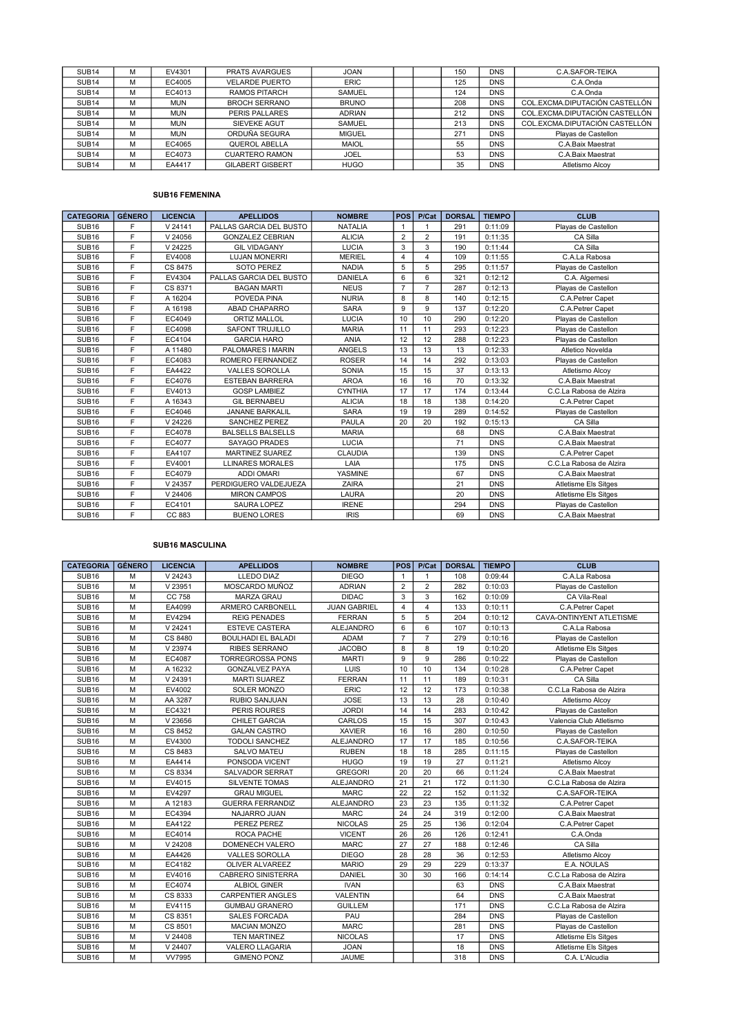| SUB14 | M | EV4301 | PRATS AVARGUES | JOAN | | | 150 | DNS | C.A.SAFOR-TEIKA |
|---|---|---|---|---|---|---|---|---|---|
| SUB14 | M | EC4005 | VELARDE PUERTO | ERIC | | | 125 | DNS | C.A.Onda |
| SUB14 | M | EC4013 | RAMOS PITARCH | SAMUEL | | | 124 | DNS | C.A.Onda |
| SUB14 | M | MUN | BROCH SERRANO | BRUNO | | | 208 | DNS | COL.EXCMA.DIPUTACIÓN CASTELLÓN |
| SUB14 | M | MUN | PERIS PALLARES | ADRIAN | | | 212 | DNS | COL.EXCMA.DIPUTACIÓN CASTELLÓN |
| SUB14 | M | MUN | SIEVEKE AGUT | SAMUEL | | | 213 | DNS | COL.EXCMA.DIPUTACIÓN CASTELLÓN |
| SUB14 | M | MUN | ORDUÑA SEGURA | MIGUEL | | | 271 | DNS | Playas de Castellon |
| SUB14 | M | EC4065 | QUEROL ABELLA | MAIOL | | | 55 | DNS | C.A.Baix Maestrat |
| SUB14 | M | EC4073 | CUARTERO RAMON | JOEL | | | 53 | DNS | C.A.Baix Maestrat |
| SUB14 | M | EA4417 | GILABERT GISBERT | HUGO | | | 35 | DNS | Atletismo Alcoy |

**SUB16 FEMENINA**

| CATEGORIA | GÉNERO | LICENCIA | APELLIDOS | NOMBRE | POS | P/Cat | DORSAL | TIEMPO | CLUB |
|---|---|---|---|---|---|---|---|---|---|
| SUB16 | F | V 24141 | PALLAS GARCIA DEL BUSTO | NATALIA | 1 | 1 | 291 | 0:11:09 | Playas de Castellon |
| SUB16 | F | V 24056 | GONZALEZ CEBRIAN | ALICIA | 2 | 2 | 191 | 0:11:35 | CA Silla |
| SUB16 | F | V 24225 | GIL VIDAGANY | LUCIA | 3 | 3 | 190 | 0:11:44 | CA Silla |
| SUB16 | F | EV4008 | LUJAN MONERRI | MERIEL | 4 | 4 | 109 | 0:11:55 | C.A.La Rabosa |
| SUB16 | F | CS 8475 | SOTO PEREZ | NADIA | 5 | 5 | 295 | 0:11:57 | Playas de Castellon |
| SUB16 | F | EV4304 | PALLAS GARCIA DEL BUSTO | DANIELA | 6 | 6 | 321 | 0:12:12 | C.A. Algemesi |
| SUB16 | F | CS 8371 | BAGAN MARTI | NEUS | 7 | 7 | 287 | 0:12:13 | Playas de Castellon |
| SUB16 | F | A 16204 | POVEDA PINA | NURIA | 8 | 8 | 140 | 0:12:15 | C.A.Petrer Capet |
| SUB16 | F | A 16198 | ABAD CHAPARRO | SARA | 9 | 9 | 137 | 0:12:20 | C.A.Petrer Capet |
| SUB16 | F | EC4049 | ORTIZ MALLOL | LUCIA | 10 | 10 | 290 | 0:12:20 | Playas de Castellon |
| SUB16 | F | EC4098 | SAFONT TRUJILLO | MARIA | 11 | 11 | 293 | 0:12:23 | Playas de Castellon |
| SUB16 | F | EC4104 | GARCIA HARO | ANIA | 12 | 12 | 288 | 0:12:23 | Playas de Castellon |
| SUB16 | F | A 11480 | PALOMARES I MARIN | ANGELS | 13 | 13 | 13 | 0:12:33 | Atletico Novelda |
| SUB16 | F | EC4083 | ROMERO FERNANDEZ | ROSER | 14 | 14 | 292 | 0:13:03 | Playas de Castellon |
| SUB16 | F | EA4422 | VALLES SOROLLA | SONIA | 15 | 15 | 37 | 0:13:13 | Atletismo Alcoy |
| SUB16 | F | EC4076 | ESTEBAN BARRERA | AROA | 16 | 16 | 70 | 0:13:32 | C.A.Baix Maestrat |
| SUB16 | F | EV4013 | GOSP LAMBIEZ | CYNTHIA | 17 | 17 | 174 | 0:13:44 | C.C.La Rabosa de Alzira |
| SUB16 | F | A 16343 | GIL BERNABEU | ALICIA | 18 | 18 | 138 | 0:14:20 | C.A.Petrer Capet |
| SUB16 | F | EC4046 | JANANE BARKALIL | SARA | 19 | 19 | 289 | 0:14:52 | Playas de Castellon |
| SUB16 | F | V 24226 | SANCHEZ PEREZ | PAULA | 20 | 20 | 192 | 0:15:13 | CA Silla |
| SUB16 | F | EC4078 | BALSELLS BALSELLS | MARIA | | | 68 | DNS | C.A.Baix Maestrat |
| SUB16 | F | EC4077 | SAYAGO PRADES | LUCIA | | | 71 | DNS | C.A.Baix Maestrat |
| SUB16 | F | EA4107 | MARTINEZ SUAREZ | CLAUDIA | | | 139 | DNS | C.A.Petrer Capet |
| SUB16 | F | EV4001 | LLINARES MORALES | LAIA | | | 175 | DNS | C.C.La Rabosa de Alzira |
| SUB16 | F | EC4079 | ADDI OMARI | YASMINE | | | 67 | DNS | C.A.Baix Maestrat |
| SUB16 | F | V 24357 | PERDIGUERO VALDEJUEZA | ZAIRA | | | 21 | DNS | Atletisme Els Sitges |
| SUB16 | F | V 24406 | MIRON CAMPOS | LAURA | | | 20 | DNS | Atletisme Els Sitges |
| SUB16 | F | EC4101 | SAURA LOPEZ | IRENE | | | 294 | DNS | Playas de Castellon |
| SUB16 | F | CC 883 | BUENO LORES | IRIS | | | 69 | DNS | C.A.Baix Maestrat |

**SUB16 MASCULINA**

| CATEGORIA | GÉNERO | LICENCIA | APELLIDOS | NOMBRE | POS | P/Cat | DORSAL | TIEMPO | CLUB |
|---|---|---|---|---|---|---|---|---|---|
| SUB16 | M | V 24243 | LLEDO DIAZ | DIEGO | 1 | 1 | 108 | 0:09:44 | C.A.La Rabosa |
| SUB16 | M | V 23951 | MOSCARDO MUÑOZ | ADRIAN | 2 | 2 | 282 | 0:10:03 | Playas de Castellon |
| SUB16 | M | CC 758 | MARZA GRAU | DIDAC | 3 | 3 | 162 | 0:10:09 | CA Vila-Real |
| SUB16 | M | EA4099 | ARMERO CARBONELL | JUAN GABRIEL | 4 | 4 | 133 | 0:10:11 | C.A.Petrer Capet |
| SUB16 | M | EV4294 | REIG PENADES | FERRAN | 5 | 5 | 204 | 0:10:12 | CAVA-ONTINYENT ATLETISME |
| SUB16 | M | V 24241 | ESTEVE CASTERA | ALEJANDRO | 6 | 6 | 107 | 0:10:13 | C.A.La Rabosa |
| SUB16 | M | CS 8480 | BOULHADI EL BALADI | ADAM | 7 | 7 | 279 | 0:10:16 | Playas de Castellon |
| SUB16 | M | V 23974 | RIBES SERRANO | JACOBO | 8 | 8 | 19 | 0:10:20 | Atletisme Els Sitges |
| SUB16 | M | EC4087 | TORREGROSSA PONS | MARTI | 9 | 9 | 286 | 0:10:22 | Playas de Castellon |
| SUB16 | M | A 16232 | GONZALVEZ PAYA | LUIS | 10 | 10 | 134 | 0:10:28 | C.A.Petrer Capet |
| SUB16 | M | V 24391 | MARTI SUAREZ | FERRAN | 11 | 11 | 189 | 0:10:31 | CA Silla |
| SUB16 | M | EV4002 | SOLER MONZO | ERIC | 12 | 12 | 173 | 0:10:38 | C.C.La Rabosa de Alzira |
| SUB16 | M | AA 3287 | RUBIO SANJUAN | JOSE | 13 | 13 | 28 | 0:10:40 | Atletismo Alcoy |
| SUB16 | M | EC4321 | PERIS ROURES | JORDI | 14 | 14 | 283 | 0:10:42 | Playas de Castellon |
| SUB16 | M | V 23656 | CHILET GARCIA | CARLOS | 15 | 15 | 307 | 0:10:43 | Valencia Club Atletismo |
| SUB16 | M | CS 8452 | GALAN CASTRO | XAVIER | 16 | 16 | 280 | 0:10:50 | Playas de Castellon |
| SUB16 | M | EV4300 | TODOLI SANCHEZ | ALEJANDRO | 17 | 17 | 185 | 0:10:56 | C.A.SAFOR-TEIKA |
| SUB16 | M | CS 8483 | SALVO MATEU | RUBEN | 18 | 18 | 285 | 0:11:15 | Playas de Castellon |
| SUB16 | M | EA4414 | PONSODA VICENT | HUGO | 19 | 19 | 27 | 0:11:21 | Atletismo Alcoy |
| SUB16 | M | CS 8334 | SALVADOR SERRAT | GREGORI | 20 | 20 | 66 | 0:11:24 | C.A.Baix Maestrat |
| SUB16 | M | EV4015 | SILVENTE TOMAS | ALEJANDRO | 21 | 21 | 172 | 0:11:30 | C.C.La Rabosa de Alzira |
| SUB16 | M | EV4297 | GRAU MIGUEL | MARC | 22 | 22 | 152 | 0:11:32 | C.A.SAFOR-TEIKA |
| SUB16 | M | A 12183 | GUERRA FERRANDIZ | ALEJANDRO | 23 | 23 | 135 | 0:11:32 | C.A.Petrer Capet |
| SUB16 | M | EC4394 | NAJARRO JUAN | MARC | 24 | 24 | 319 | 0:12:00 | C.A.Baix Maestrat |
| SUB16 | M | EA4122 | PEREZ PEREZ | NICOLAS | 25 | 25 | 136 | 0:12:04 | C.A.Petrer Capet |
| SUB16 | M | EC4014 | ROCA PACHE | VICENT | 26 | 26 | 126 | 0:12:41 | C.A.Onda |
| SUB16 | M | V 24208 | DOMENECH VALERO | MARC | 27 | 27 | 188 | 0:12:46 | CA Silla |
| SUB16 | M | EA4426 | VALLES SOROLLA | DIEGO | 28 | 28 | 36 | 0:12:53 | Atletismo Alcoy |
| SUB16 | M | EC4182 | OLIVER ALVAREEZ | MARIO | 29 | 29 | 229 | 0:13:37 | E.A. NOULAS |
| SUB16 | M | EV4016 | CABRERO SINISTERRA | DANIEL | 30 | 30 | 166 | 0:14:14 | C.C.La Rabosa de Alzira |
| SUB16 | M | EC4074 | ALBIOL GINER | IVAN | | | 63 | DNS | C.A.Baix Maestrat |
| SUB16 | M | CS 8333 | CARPENTIER ANGLES | VALENTIN | | | 64 | DNS | C.A.Baix Maestrat |
| SUB16 | M | EV4115 | GUMBAU GRANERO | GUILLEM | | | 171 | DNS | C.C.La Rabosa de Alzira |
| SUB16 | M | CS 8351 | SALES FORCADA | PAU | | | 284 | DNS | Playas de Castellon |
| SUB16 | M | CS 8501 | MACIAN MONZO | MARC | | | 281 | DNS | Playas de Castellon |
| SUB16 | M | V 24408 | TEN MARTINEZ | NICOLAS | | | 17 | DNS | Atletisme Els Sitges |
| SUB16 | M | V 24407 | VALERO LLAGARIA | JOAN | | | 18 | DNS | Atletisme Els Sitges |
| SUB16 | M | VV7995 | GIMENO PONZ | JAUME | | | 318 | DNS | C.A. L'Alcudia |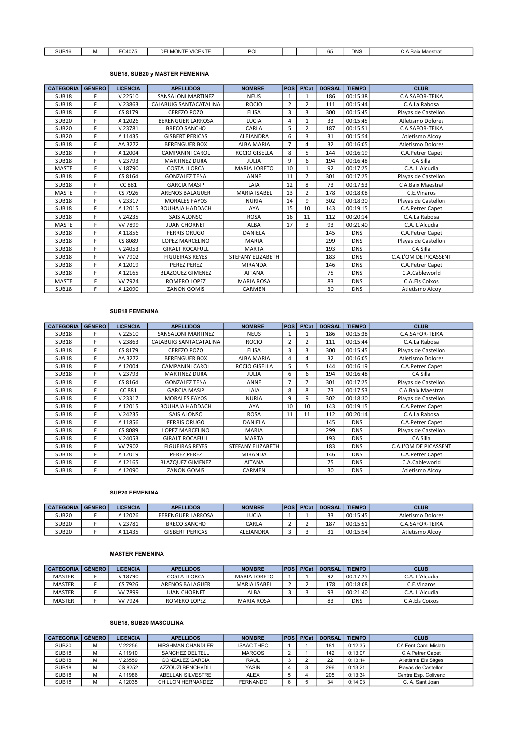| SUB16 | M | EC4075 | DELMONTE VICENTE | POL | | | 65 | DNS | C.A.Baix Maestrat |
|---|---|---|---|---|---|---|---|---|---|

**SUB18, SUB20 y MASTER FEMENINA**

| CATEGORIA | GÉNERO | LICENCIA | APELLIDOS | NOMBRE | POS | P/Cat | DORSAL | TIEMPO | CLUB |
|---|---|---|---|---|---|---|---|---|---|
| SUB18 | F | V 22510 | SANSALONI MARTINEZ | NEUS | 1 | 1 | 186 | 00:15:38 | C.A.SAFOR-TEIKA |
| SUB18 | F | V 23863 | CALABUIG SANTACATALINA | ROCIO | 2 | 2 | 111 | 00:15:44 | C.A.La Rabosa |
| SUB18 | F | CS 8179 | CEREZO POZO | ELISA | 3 | 3 | 300 | 00:15:45 | Playas de Castellon |
| SUB20 | F | A 12026 | BERENGUER LARROSA | LUCIA | 4 | 1 | 33 | 00:15:45 | Atletismo Dolores |
| SUB20 | F | V 23781 | BRECO SANCHO | CARLA | 5 | 2 | 187 | 00:15:51 | C.A.SAFOR-TEIKA |
| SUB20 | F | A 11435 | GISBERT PERICAS | ALEJANDRA | 6 | 3 | 31 | 00:15:54 | Atletismo Alcoy |
| SUB18 | F | AA 3272 | BERENGUER BOX | ALBA MARIA | 7 | 4 | 32 | 00:16:05 | Atletismo Dolores |
| SUB18 | F | A 12004 | CAMPANINI CAROL | ROCIO GISELLA | 8 | 5 | 144 | 00:16:19 | C.A.Petrer Capet |
| SUB18 | F | V 23793 | MARTINEZ DURA | JULIA | 9 | 6 | 194 | 00:16:48 | CA Silla |
| MASTE | F | V 18790 | COSTA LLORCA | MARIA LORETO | 10 | 1 | 92 | 00:17:25 | C.A. L'Alcudia |
| SUB18 | F | CS 8164 | GONZALEZ TENA | ANNE | 11 | 7 | 301 | 00:17:25 | Playas de Castellon |
| SUB18 | F | CC 881 | GARCIA MASIP | LAIA | 12 | 8 | 73 | 00:17:53 | C.A.Baix Maestrat |
| MASTE | F | CS 7926 | ARENOS BALAGUER | MARIA ISABEL | 13 | 2 | 178 | 00:18:08 | C.E.Vinaros |
| SUB18 | F | V 23317 | MORALES FAYOS | NURIA | 14 | 9 | 302 | 00:18:30 | Playas de Castellon |
| SUB18 | F | A 12015 | BOUHAJA HADDACH | AYA | 15 | 10 | 143 | 00:19:15 | C.A.Petrer Capet |
| SUB18 | F | V 24235 | SAIS ALONSO | ROSA | 16 | 11 | 112 | 00:20:14 | C.A.La Rabosa |
| MASTE | F | VV 7899 | JUAN CHORNET | ALBA | 17 | 3 | 93 | 00:21:40 | C.A. L'Alcudia |
| SUB18 | F | A 11856 | FERRIS ORUGO | DANIELA | | | 145 | DNS | C.A.Petrer Capet |
| SUB18 | F | CS 8089 | LOPEZ MARCELINO | MARIA | | | 299 | DNS | Playas de Castellon |
| SUB18 | F | V 24053 | GIRALT ROCAFULL | MARTA | | | 193 | DNS | CA Silla |
| SUB18 | F | VV 7902 | FIGUEIRAS REYES | STEFANY ELIZABETH | | | 183 | DNS | C.A.L'OM DE PICASSENT |
| SUB18 | F | A 12019 | PEREZ PEREZ | MIRANDA | | | 146 | DNS | C.A.Petrer Capet |
| SUB18 | F | A 12165 | BLAZQUEZ GIMENEZ | AITANA | | | 75 | DNS | C.A.Cableworld |
| MASTE | F | VV 7924 | ROMERO LOPEZ | MARIA ROSA | | | 83 | DNS | C.A.Els Coixos |
| SUB18 | F | A 12090 | ZANON GOMIS | CARMEN | | | 30 | DNS | Atletismo Alcoy |

**SUB18 FEMENINA**

| CATEGORIA | GÉNERO | LICENCIA | APELLIDOS | NOMBRE | POS | P/Cat | DORSAL | TIEMPO | CLUB |
|---|---|---|---|---|---|---|---|---|---|
| SUB18 | F | V 22510 | SANSALONI MARTINEZ | NEUS | 1 | 1 | 186 | 00:15:38 | C.A.SAFOR-TEIKA |
| SUB18 | F | V 23863 | CALABUIG SANTACATALINA | ROCIO | 2 | 2 | 111 | 00:15:44 | C.A.La Rabosa |
| SUB18 | F | CS 8179 | CEREZO POZO | ELISA | 3 | 3 | 300 | 00:15:45 | Playas de Castellon |
| SUB18 | F | AA 3272 | BERENGUER BOX | ALBA MARIA | 4 | 4 | 32 | 00:16:05 | Atletismo Dolores |
| SUB18 | F | A 12004 | CAMPANINI CAROL | ROCIO GISELLA | 5 | 5 | 144 | 00:16:19 | C.A.Petrer Capet |
| SUB18 | F | V 23793 | MARTINEZ DURA | JULIA | 6 | 6 | 194 | 00:16:48 | CA Silla |
| SUB18 | F | CS 8164 | GONZALEZ TENA | ANNE | 7 | 7 | 301 | 00:17:25 | Playas de Castellon |
| SUB18 | F | CC 881 | GARCIA MASIP | LAIA | 8 | 8 | 73 | 00:17:53 | C.A.Baix Maestrat |
| SUB18 | F | V 23317 | MORALES FAYOS | NURIA | 9 | 9 | 302 | 00:18:30 | Playas de Castellon |
| SUB18 | F | A 12015 | BOUHAJA HADDACH | AYA | 10 | 10 | 143 | 00:19:15 | C.A.Petrer Capet |
| SUB18 | F | V 24235 | SAIS ALONSO | ROSA | 11 | 11 | 112 | 00:20:14 | C.A.La Rabosa |
| SUB18 | F | A 11856 | FERRIS ORUGO | DANIELA | | | 145 | DNS | C.A.Petrer Capet |
| SUB18 | F | CS 8089 | LOPEZ MARCELINO | MARIA | | | 299 | DNS | Playas de Castellon |
| SUB18 | F | V 24053 | GIRALT ROCAFULL | MARTA | | | 193 | DNS | CA Silla |
| SUB18 | F | VV 7902 | FIGUEIRAS REYES | STEFANY ELIZABETH | | | 183 | DNS | C.A.L'OM DE PICASSENT |
| SUB18 | F | A 12019 | PEREZ PEREZ | MIRANDA | | | 146 | DNS | C.A.Petrer Capet |
| SUB18 | F | A 12165 | BLAZQUEZ GIMENEZ | AITANA | | | 75 | DNS | C.A.Cableworld |
| SUB18 | F | A 12090 | ZANON GOMIS | CARMEN | | | 30 | DNS | Atletismo Alcoy |

**SUB20 FEMENINA**

| CATEGORIA | GÉNERO | LICENCIA | APELLIDOS | NOMBRE | POS | P/Cat | DORSAL | TIEMPO | CLUB |
|---|---|---|---|---|---|---|---|---|---|
| SUB20 | F | A 12026 | BERENGUER LARROSA | LUCIA | 1 | 1 | 33 | 00:15:45 | Atletismo Dolores |
| SUB20 | F | V 23781 | BRECO SANCHO | CARLA | 2 | 2 | 187 | 00:15:51 | C.A.SAFOR-TEIKA |
| SUB20 | F | A 11435 | GISBERT PERICAS | ALEJANDRA | 3 | 3 | 31 | 00:15:54 | Atletismo Alcoy |

**MASTER FEMENINA**

| CATEGORIA | GÉNERO | LICENCIA | APELLIDOS | NOMBRE | POS | P/Cat | DORSAL | TIEMPO | CLUB |
|---|---|---|---|---|---|---|---|---|---|
| MASTER | F | V 18790 | COSTA LLORCA | MARIA LORETO | 1 | 1 | 92 | 00:17:25 | C.A. L'Alcudia |
| MASTER | F | CS 7926 | ARENOS BALAGUER | MARIA ISABEL | 2 | 2 | 178 | 00:18:08 | C.E.Vinaros |
| MASTER | F | VV 7899 | JUAN CHORNET | ALBA | 3 | 3 | 93 | 00:21:40 | C.A. L'Alcudia |
| MASTER | F | VV 7924 | ROMERO LOPEZ | MARIA ROSA | | | 83 | DNS | C.A.Els Coixos |

**SUB18, SUB20 MASCULINA**

| CATEGORIA | GÉNERO | LICENCIA | APELLIDOS | NOMBRE | POS | P/Cat | DORSAL | TIEMPO | CLUB |
|---|---|---|---|---|---|---|---|---|---|
| SUB20 | M | V 22256 | HIRSHMAN CHANDLER | ISAAC THEO | 1 | 1 | 181 | 0:12:35 | CA Fent Cami Mislata |
| SUB18 | M | A 11910 | SANCHEZ DELTELL | MARCOS | 2 | 1 | 142 | 0:13:07 | C.A.Petrer Capet |
| SUB18 | M | V 23559 | GONZALEZ GARCIA | RAUL | 3 | 2 | 22 | 0:13:14 | Atletisme Els Sitges |
| SUB18 | M | CS 8252 | AZZOUZI BENCHADLI | YASIN | 4 | 3 | 296 | 0:13:21 | Playas de Castellon |
| SUB18 | M | A 11986 | ABELLAN SILVESTRE | ALEX | 5 | 4 | 205 | 0:13:34 | Centre Esp. Colivenc |
| SUB18 | M | A 12035 | CHILLON HERNANDEZ | FERNANDO | 6 | 5 | 34 | 0:14:03 | C. A. Sant Joan |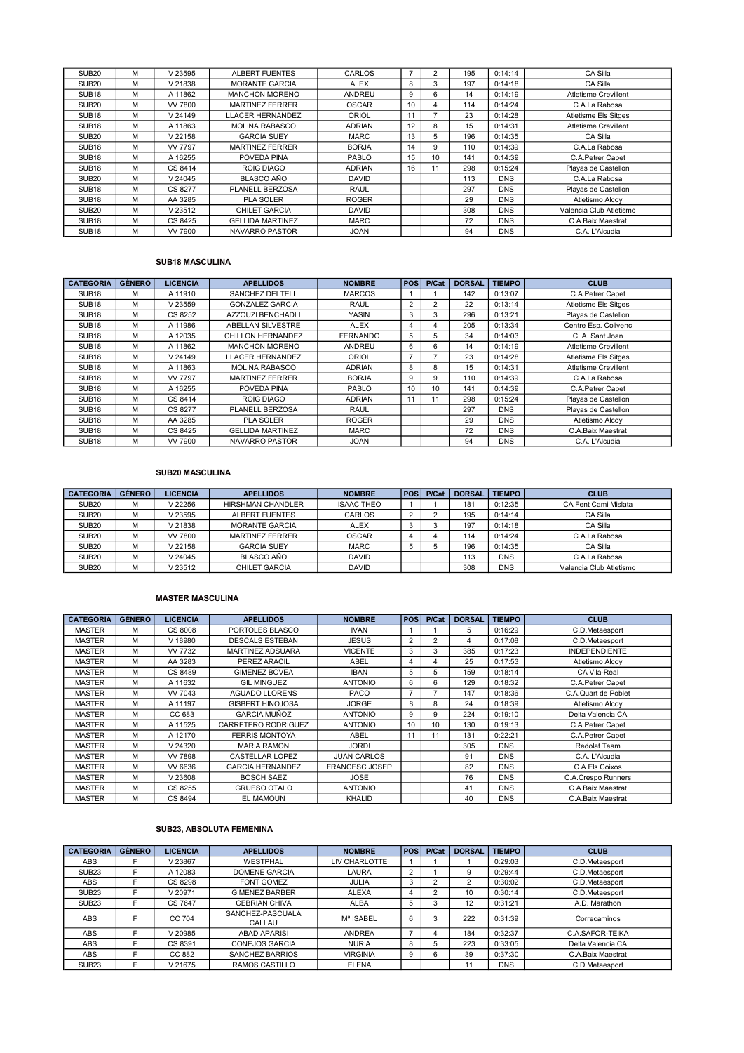| SUB20 | M | V 23595 | ALBERT FUENTES | CARLOS | 7 | 2 | 195 | 0:14:14 | CA Silla |
|---|---|---|---|---|---|---|---|---|---|
| SUB20 | M | V 21838 | MORANTE GARCIA | ALEX | 8 | 3 | 197 | 0:14:18 | CA Silla |
| SUB18 | M | A 11862 | MANCHON MORENO | ANDREU | 9 | 6 | 14 | 0:14:19 | Atletisme Crevillent |
| SUB20 | M | VV 7800 | MARTINEZ FERRER | OSCAR | 10 | 4 | 114 | 0:14:24 | C.A.La Rabosa |
| SUB18 | M | V 24149 | LLACER HERNANDEZ | ORIOL | 11 | 7 | 23 | 0:14:28 | Atletisme Els Sitges |
| SUB18 | M | A 11863 | MOLINA RABASCO | ADRIAN | 12 | 8 | 15 | 0:14:31 | Atletisme Crevillent |
| SUB20 | M | V 22158 | GARCIA SUEY | MARC | 13 | 5 | 196 | 0:14:35 | CA Silla |
| SUB18 | M | VV 7797 | MARTINEZ FERRER | BORJA | 14 | 9 | 110 | 0:14:39 | C.A.La Rabosa |
| SUB18 | M | A 16255 | POVEDA PINA | PABLO | 15 | 10 | 141 | 0:14:39 | C.A.Petrer Capet |
| SUB18 | M | CS 8414 | ROIG DIAGO | ADRIAN | 16 | 11 | 298 | 0:15:24 | Playas de Castellon |
| SUB20 | M | V 24045 | BLASCO AÑO | DAVID | | | 113 | DNS | C.A.La Rabosa |
| SUB18 | M | CS 8277 | PLANELL BERZOSA | RAUL | | | 297 | DNS | Playas de Castellon |
| SUB18 | M | AA 3285 | PLA SOLER | ROGER | | | 29 | DNS | Atletismo Alcoy |
| SUB20 | M | V 23512 | CHILET GARCIA | DAVID | | | 308 | DNS | Valencia Club Atletismo |
| SUB18 | M | CS 8425 | GELLIDA MARTINEZ | MARC | | | 72 | DNS | C.A.Baix Maestrat |
| SUB18 | M | VV 7900 | NAVARRO PASTOR | JOAN | | | 94 | DNS | C.A. L'Alcudia |

**SUB18 MASCULINA**

| CATEGORIA | GÉNERO | LICENCIA | APELLIDOS | NOMBRE | POS | P/Cat | DORSAL | TIEMPO | CLUB |
|---|---|---|---|---|---|---|---|---|---|
| SUB18 | M | A 11910 | SANCHEZ DELTELL | MARCOS | 1 | 1 | 142 | 0:13:07 | C.A.Petrer Capet |
| SUB18 | M | V 23559 | GONZALEZ GARCIA | RAUL | 2 | 2 | 22 | 0:13:14 | Atletisme Els Sitges |
| SUB18 | M | CS 8252 | AZZOUZI BENCHADLI | YASIN | 3 | 3 | 296 | 0:13:21 | Playas de Castellon |
| SUB18 | M | A 11986 | ABELLAN SILVESTRE | ALEX | 4 | 4 | 205 | 0:13:34 | Centre Esp. Colivenc |
| SUB18 | M | A 12035 | CHILLON HERNANDEZ | FERNANDO | 5 | 5 | 34 | 0:14:03 | C. A. Sant Joan |
| SUB18 | M | A 11862 | MANCHON MORENO | ANDREU | 6 | 6 | 14 | 0:14:19 | Atletisme Crevillent |
| SUB18 | M | V 24149 | LLACER HERNANDEZ | ORIOL | 7 | 7 | 23 | 0:14:28 | Atletisme Els Sitges |
| SUB18 | M | A 11863 | MOLINA RABASCO | ADRIAN | 8 | 8 | 15 | 0:14:31 | Atletisme Crevillent |
| SUB18 | M | VV 7797 | MARTINEZ FERRER | BORJA | 9 | 9 | 110 | 0:14:39 | C.A.La Rabosa |
| SUB18 | M | A 16255 | POVEDA PINA | PABLO | 10 | 10 | 141 | 0:14:39 | C.A.Petrer Capet |
| SUB18 | M | CS 8414 | ROIG DIAGO | ADRIAN | 11 | 11 | 298 | 0:15:24 | Playas de Castellon |
| SUB18 | M | CS 8277 | PLANELL BERZOSA | RAUL | | | 297 | DNS | Playas de Castellon |
| SUB18 | M | AA 3285 | PLA SOLER | ROGER | | | 29 | DNS | Atletismo Alcoy |
| SUB18 | M | CS 8425 | GELLIDA MARTINEZ | MARC | | | 72 | DNS | C.A.Baix Maestrat |
| SUB18 | M | VV 7900 | NAVARRO PASTOR | JOAN | | | 94 | DNS | C.A. L'Alcudia |

**SUB20 MASCULINA**

| CATEGORIA | GÉNERO | LICENCIA | APELLIDOS | NOMBRE | POS | P/Cat | DORSAL | TIEMPO | CLUB |
|---|---|---|---|---|---|---|---|---|---|
| SUB20 | M | V 22256 | HIRSHMAN CHANDLER | ISAAC THEO | 1 | 1 | 181 | 0:12:35 | CA Fent Cami Mislata |
| SUB20 | M | V 23595 | ALBERT FUENTES | CARLOS | 2 | 2 | 195 | 0:14:14 | CA Silla |
| SUB20 | M | V 21838 | MORANTE GARCIA | ALEX | 3 | 3 | 197 | 0:14:18 | CA Silla |
| SUB20 | M | VV 7800 | MARTINEZ FERRER | OSCAR | 4 | 4 | 114 | 0:14:24 | C.A.La Rabosa |
| SUB20 | M | V 22158 | GARCIA SUEY | MARC | 5 | 5 | 196 | 0:14:35 | CA Silla |
| SUB20 | M | V 24045 | BLASCO AÑO | DAVID | | | 113 | DNS | C.A.La Rabosa |
| SUB20 | M | V 23512 | CHILET GARCIA | DAVID | | | 308 | DNS | Valencia Club Atletismo |

**MASTER MASCULINA**

| CATEGORIA | GÉNERO | LICENCIA | APELLIDOS | NOMBRE | POS | P/Cat | DORSAL | TIEMPO | CLUB |
|---|---|---|---|---|---|---|---|---|---|
| MASTER | M | CS 8008 | PORTOLES BLASCO | IVAN | 1 | 1 | 5 | 0:16:29 | C.D.Metaesport |
| MASTER | M | V 18980 | DESCALS ESTEBAN | JESUS | 2 | 2 | 4 | 0:17:08 | C.D.Metaesport |
| MASTER | M | VV 7732 | MARTINEZ ADSUARA | VICENTE | 3 | 3 | 385 | 0:17:23 | INDEPENDIENTE |
| MASTER | M | AA 3283 | PEREZ ARACIL | ABEL | 4 | 4 | 25 | 0:17:53 | Atletismo Alcoy |
| MASTER | M | CS 8489 | GIMENEZ BOVEA | IBAN | 5 | 5 | 159 | 0:18:14 | CA Vila-Real |
| MASTER | M | A 11632 | GIL MINGUEZ | ANTONIO | 6 | 6 | 129 | 0:18:32 | C.A.Petrer Capet |
| MASTER | M | VV 7043 | AGUADO LLORENS | PACO | 7 | 7 | 147 | 0:18:36 | C.A.Quart de Poblet |
| MASTER | M | A 11197 | GISBERT HINOJOSA | JORGE | 8 | 8 | 24 | 0:18:39 | Atletismo Alcoy |
| MASTER | M | CC 683 | GARCIA MUÑOZ | ANTONIO | 9 | 9 | 224 | 0:19:10 | Delta Valencia CA |
| MASTER | M | A 11525 | CARRETERO RODRIGUEZ | ANTONIO | 10 | 10 | 130 | 0:19:13 | C.A.Petrer Capet |
| MASTER | M | A 12170 | FERRIS MONTOYA | ABEL | 11 | 11 | 131 | 0:22:21 | C.A.Petrer Capet |
| MASTER | M | V 24320 | MARIA RAMON | JORDI | | | 305 | DNS | Redolat Team |
| MASTER | M | VV 7898 | CASTELLAR LOPEZ | JUAN CARLOS | | | 91 | DNS | C.A. L'Alcudia |
| MASTER | M | VV 6636 | GARCIA HERNANDEZ | FRANCESC JOSEP | | | 82 | DNS | C.A.Els Coixos |
| MASTER | M | V 23608 | BOSCH SAEZ | JOSE | | | 76 | DNS | C.A.Crespo Runners |
| MASTER | M | CS 8255 | GRUESO OTALO | ANTONIO | | | 41 | DNS | C.A.Baix Maestrat |
| MASTER | M | CS 8494 | EL MAMOUN | KHALID | | | 40 | DNS | C.A.Baix Maestrat |

**SUB23, ABSOLUTA FEMENINA**

| CATEGORIA | GÉNERO | LICENCIA | APELLIDOS | NOMBRE | POS | P/Cat | DORSAL | TIEMPO | CLUB |
|---|---|---|---|---|---|---|---|---|---|
| ABS | F | V 23867 | WESTPHAL | LIV CHARLOTTE | 1 | 1 | 1 | 0:29:03 | C.D.Metaesport |
| SUB23 | F | A 12083 | DOMENE GARCIA | LAURA | 2 | 1 | 9 | 0:29:44 | C.D.Metaesport |
| ABS | F | CS 8298 | FONT GOMEZ | JULIA | 3 | 2 | 2 | 0:30:02 | C.D.Metaesport |
| SUB23 | F | V 20971 | GIMENEZ BARBER | ALEXA | 4 | 2 | 10 | 0:30:14 | C.D.Metaesport |
| SUB23 | F | CS 7647 | CEBRIAN CHIVA | ALBA | 5 | 3 | 12 | 0:31:21 | A.D. Marathon |
| ABS | F | CC 704 | SANCHEZ-PASCUALA CALLAU | Mª ISABEL | 6 | 3 | 222 | 0:31:39 | Correcaminos |
| ABS | F | V 20985 | ABAD APARISI | ANDREA | 7 | 4 | 184 | 0:32:37 | C.A.SAFOR-TEIKA |
| ABS | F | CS 8391 | CONEJOS GARCIA | NURIA | 8 | 5 | 223 | 0:33:05 | Delta Valencia CA |
| ABS | F | CC 882 | SANCHEZ BARRIOS | VIRGINIA | 9 | 6 | 39 | 0:37:30 | C.A.Baix Maestrat |
| SUB23 | F | V 21675 | RAMOS CASTILLO | ELENA | | | 11 | DNS | C.D.Metaesport |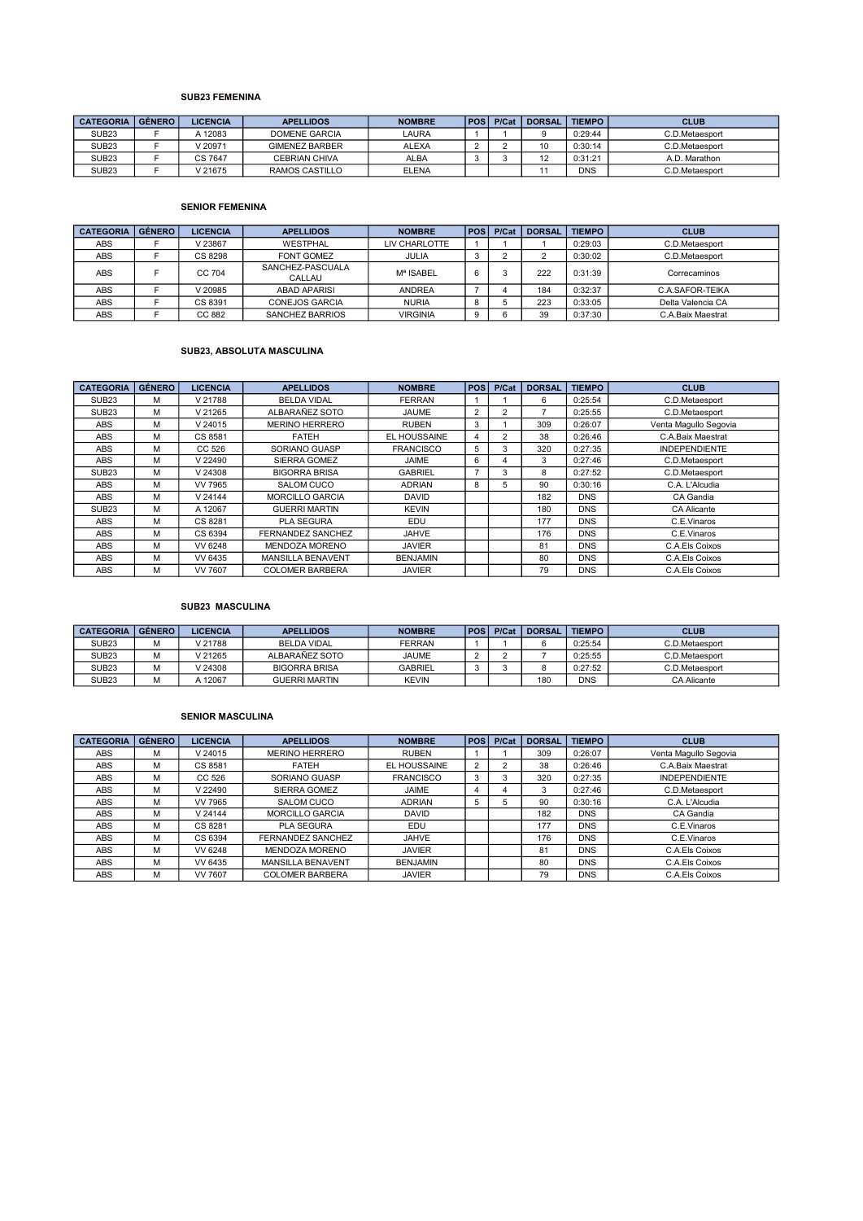**SUB23 FEMENINA**

| CATEGORIA | GÉNERO | LICENCIA | APELLIDOS | NOMBRE | POS | P/Cat | DORSAL | TIEMPO | CLUB |
|---|---|---|---|---|---|---|---|---|---|
| SUB23 | F | A 12083 | DOMENE GARCIA | LAURA | 1 | 1 | 9 | 0:29:44 | C.D.Metaesport |
| SUB23 | F | V 20971 | GIMENEZ BARBER | ALEXA | 2 | 2 | 10 | 0:30:14 | C.D.Metaesport |
| SUB23 | F | CS 7647 | CEBRIAN CHIVA | ALBA | 3 | 3 | 12 | 0:31:21 | A.D. Marathon |
| SUB23 | F | V 21675 | RAMOS CASTILLO | ELENA | | | 11 | DNS | C.D.Metaesport |

**SENIOR FEMENINA**

| CATEGORIA | GÉNERO | LICENCIA | APELLIDOS | NOMBRE | POS | P/Cat | DORSAL | TIEMPO | CLUB |
|---|---|---|---|---|---|---|---|---|---|
| ABS | F | V 23867 | WESTPHAL | LIV CHARLOTTE | 1 | 1 | 1 | 0:29:03 | C.D.Metaesport |
| ABS | F | CS 8298 | FONT GOMEZ | JULIA | 3 | 2 | 2 | 0:30:02 | C.D.Metaesport |
| ABS | F | CC 704 | SANCHEZ-PASCUALA CALLAU | Mª ISABEL | 6 | 3 | 222 | 0:31:39 | Correcaminos |
| ABS | F | V 20985 | ABAD APARISI | ANDREA | 7 | 4 | 184 | 0:32:37 | C.A.SAFOR-TEIKA |
| ABS | F | CS 8391 | CONEJOS GARCIA | NURIA | 8 | 5 | 223 | 0:33:05 | Delta Valencia CA |
| ABS | F | CC 882 | SANCHEZ BARRIOS | VIRGINIA | 9 | 6 | 39 | 0:37:30 | C.A.Baix Maestrat |

**SUB23, ABSOLUTA MASCULINA**

| CATEGORIA | GÉNERO | LICENCIA | APELLIDOS | NOMBRE | POS | P/Cat | DORSAL | TIEMPO | CLUB |
|---|---|---|---|---|---|---|---|---|---|
| SUB23 | M | V 21788 | BELDA VIDAL | FERRAN | 1 | 1 | 6 | 0:25:54 | C.D.Metaesport |
| SUB23 | M | V 21265 | ALBARAÑEZ SOTO | JAUME | 2 | 2 | 7 | 0:25:55 | C.D.Metaesport |
| ABS | M | V 24015 | MERINO HERRERO | RUBEN | 3 | 1 | 309 | 0:26:07 | Venta Magullo Segovia |
| ABS | M | CS 8581 | FATEH | EL HOUSSAINE | 4 | 2 | 38 | 0:26:46 | C.A.Baix Maestrat |
| ABS | M | CC 526 | SORIANO GUASP | FRANCISCO | 5 | 3 | 320 | 0:27:35 | INDEPENDIENTE |
| ABS | M | V 22490 | SIERRA GOMEZ | JAIME | 6 | 4 | 3 | 0:27:46 | C.D.Metaesport |
| SUB23 | M | V 24308 | BIGORRA BRISA | GABRIEL | 7 | 3 | 8 | 0:27:52 | C.D.Metaesport |
| ABS | M | VV 7965 | SALOM CUCO | ADRIAN | 8 | 5 | 90 | 0:30:16 | C.A. L'Alcudia |
| ABS | M | V 24144 | MORCILLO GARCIA | DAVID | | | 182 | DNS | CA Gandia |
| SUB23 | M | A 12067 | GUERRI MARTIN | KEVIN | | | 180 | DNS | CA Alicante |
| ABS | M | CS 8281 | PLA SEGURA | EDU | | | 177 | DNS | C.E.Vinaros |
| ABS | M | CS 6394 | FERNANDEZ SANCHEZ | JAHVE | | | 176 | DNS | C.E.Vinaros |
| ABS | M | VV 6248 | MENDOZA MORENO | JAVIER | | | 81 | DNS | C.A.Els Coixos |
| ABS | M | VV 6435 | MANSILLA BENAVENT | BENJAMIN | | | 80 | DNS | C.A.Els Coixos |
| ABS | M | VV 7607 | COLOMER BARBERA | JAVIER | | | 79 | DNS | C.A.Els Coixos |

**SUB23 MASCULINA**

| CATEGORIA | GÉNERO | LICENCIA | APELLIDOS | NOMBRE | POS | P/Cat | DORSAL | TIEMPO | CLUB |
|---|---|---|---|---|---|---|---|---|---|
| SUB23 | M | V 21788 | BELDA VIDAL | FERRAN | 1 | 1 | 6 | 0:25:54 | C.D.Metaesport |
| SUB23 | M | V 21265 | ALBARAÑEZ SOTO | JAUME | 2 | 2 | 7 | 0:25:55 | C.D.Metaesport |
| SUB23 | M | V 24308 | BIGORRA BRISA | GABRIEL | 3 | 3 | 8 | 0:27:52 | C.D.Metaesport |
| SUB23 | M | A 12067 | GUERRI MARTIN | KEVIN | | | 180 | DNS | CA Alicante |

**SENIOR MASCULINA**

| CATEGORIA | GÉNERO | LICENCIA | APELLIDOS | NOMBRE | POS | P/Cat | DORSAL | TIEMPO | CLUB |
|---|---|---|---|---|---|---|---|---|---|
| ABS | M | V 24015 | MERINO HERRERO | RUBEN | 1 | 1 | 309 | 0:26:07 | Venta Magullo Segovia |
| ABS | M | CS 8581 | FATEH | EL HOUSSAINE | 2 | 2 | 38 | 0:26:46 | C.A.Baix Maestrat |
| ABS | M | CC 526 | SORIANO GUASP | FRANCISCO | 3 | 3 | 320 | 0:27:35 | INDEPENDIENTE |
| ABS | M | V 22490 | SIERRA GOMEZ | JAIME | 4 | 4 | 3 | 0:27:46 | C.D.Metaesport |
| ABS | M | VV 7965 | SALOM CUCO | ADRIAN | 5 | 5 | 90 | 0:30:16 | C.A. L'Alcudia |
| ABS | M | V 24144 | MORCILLO GARCIA | DAVID | | | 182 | DNS | CA Gandia |
| ABS | M | CS 8281 | PLA SEGURA | EDU | | | 177 | DNS | C.E.Vinaros |
| ABS | M | CS 6394 | FERNANDEZ SANCHEZ | JAHVE | | | 176 | DNS | C.E.Vinaros |
| ABS | M | VV 6248 | MENDOZA MORENO | JAVIER | | | 81 | DNS | C.A.Els Coixos |
| ABS | M | VV 6435 | MANSILLA BENAVENT | BENJAMIN | | | 80 | DNS | C.A.Els Coixos |
| ABS | M | VV 7607 | COLOMER BARBERA | JAVIER | | | 79 | DNS | C.A.Els Coixos |